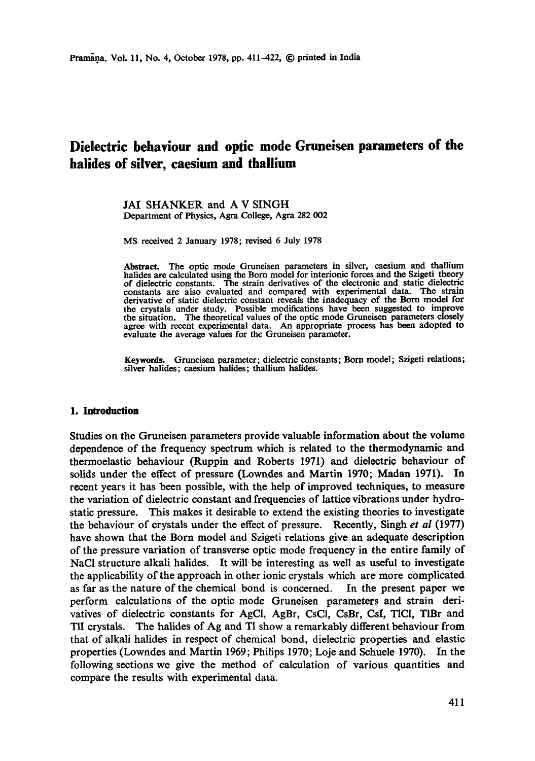# Dielectric behaviour and optic mode Gruneisen parameters of the halides of silver, caesium and thallium

JAI SHANKER and A V SINGH
Department of Physics, Agra College, Agra 282 002

MS received 2 January 1978; revised 6 July 1978

**Abstract.** The optic mode Gruneisen parameters in silver, caesium and thallium halides are calculated using the Born model for interionic forces and the Szigeti theory of dielectric constants. The strain derivatives of the electronic and static dielectric constants are also evaluated and compared with experimental data. The strain derivative of static dielectric constant reveals the inadequacy of the Born model for the crystals under study. Possible modifications have been suggested to improve the situation. The theoretical values of the optic mode Gruneisen parameters closely agree with recent experimental data. An appropriate process has been adopted to evaluate the average values for the Gruneisen parameter.

**Keywords.** Gruneisen parameter; dielectric constants; Born model; Szigeti relations; silver halides; caesium halides; thallium halides.

## 1. Introduction

Studies on the Gruneisen parameters provide valuable information about the volume dependence of the frequency spectrum which is related to the thermodynamic and thermoelastic behaviour (Ruppin and Roberts 1971) and dielectric behaviour of solids under the effect of pressure (Lowndes and Martin 1970; Madan 1971). In recent years it has been possible, with the help of improved techniques, to measure the variation of dielectric constant and frequencies of lattice vibrations under hydrostatic pressure. This makes it desirable to extend the existing theories to investigate the behaviour of crystals under the effect of pressure. Recently, Singh *et al* (1977) have shown that the Born model and Szigeti relations give an adequate description of the pressure variation of transverse optic mode frequency in the entire family of NaCl structure alkali halides. It will be interesting as well as useful to investigate the applicability of the approach in other ionic crystals which are more complicated as far as the nature of the chemical bond is concerned. In the present paper we perform calculations of the optic mode Gruneisen parameters and strain derivatives of dielectric constants for AgCl, AgBr, CsCl, CsBr, CsI, TlCl, TlBr and TlI crystals. The halides of Ag and Tl show a remarkably different behaviour from that of alkali halides in respect of chemical bond, dielectric properties and elastic properties (Lowndes and Martin 1969; Philips 1970; Loje and Schuele 1970). In the following sections we give the method of calculation of various quantities and compare the results with experimental data.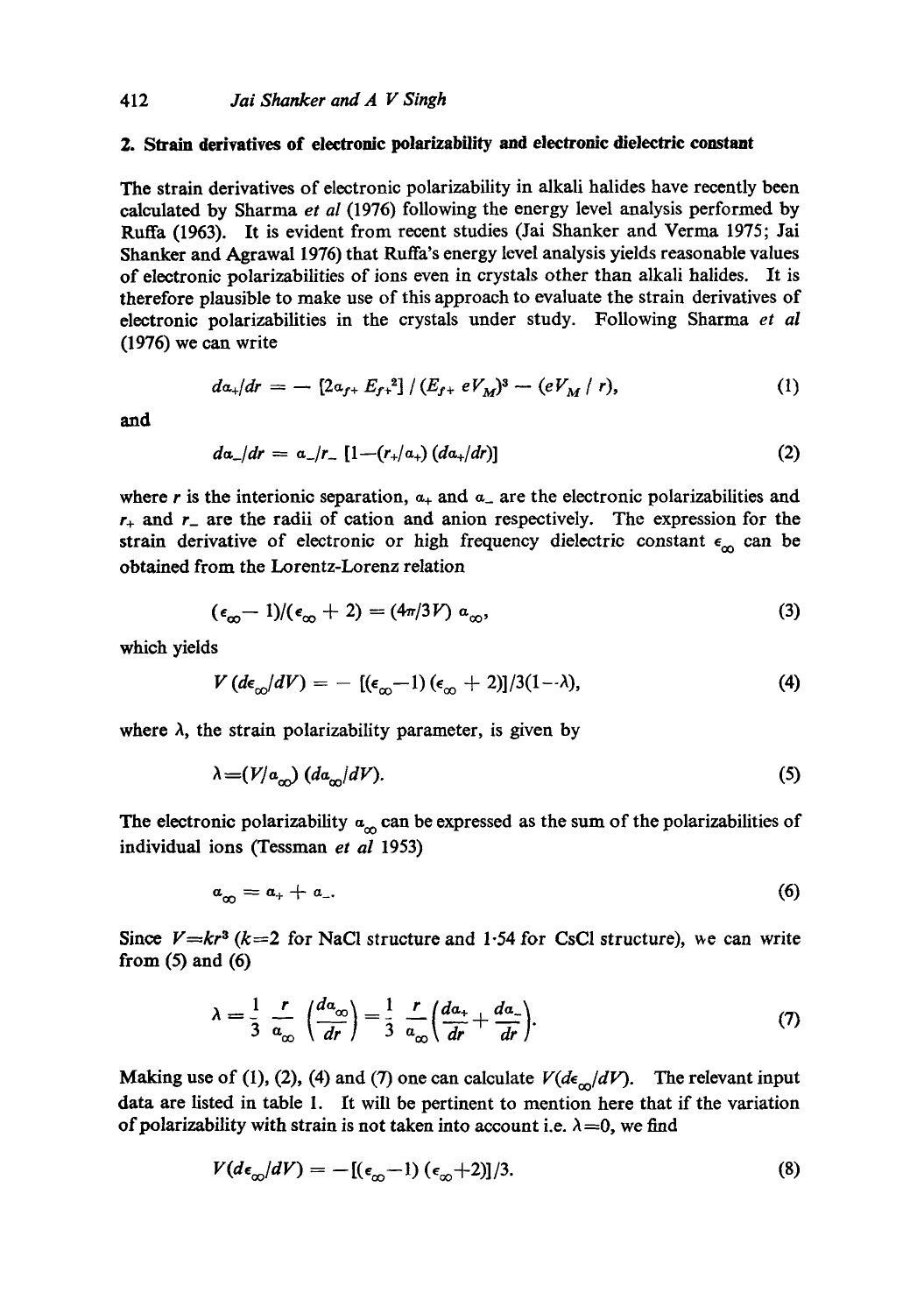## 2. Strain derivatives of electronic polarizability and electronic dielectric constant

The strain derivatives of electronic polarizability in alkali halides have recently been calculated by Sharma *et al* (1976) following the energy level analysis performed by Ruffa (1963). It is evident from recent studies (Jai Shanker and Verma 1975; Jai Shanker and Agrawal 1976) that Ruffa's energy level analysis yields reasonable values of electronic polarizabilities of ions even in crystals other than alkali halides. It is therefore plausible to make use of this approach to evaluate the strain derivatives of electronic polarizabilities in the crystals under study. Following Sharma *et al* (1976) we can write

$$d\alpha_+/dr = -\left[2\alpha_{f+}E_{f+}^2\right] / (E_{f+}\, eV_M)^3 - (eV_M / r), \tag{1}$$

and

$$d\alpha_-/dr = \alpha_-/r_- \left[1-(r_+/\alpha_+)(d\alpha_+/dr)\right] \tag{2}$$

where $r$ is the interionic separation, $\alpha_+$ and $\alpha_-$ are the electronic polarizabilities and $r_+$ and $r_-$ are the radii of cation and anion respectively. The expression for the strain derivative of electronic or high frequency dielectric constant $\epsilon_\infty$ can be obtained from the Lorentz-Lorenz relation

$$(\epsilon_\infty - 1)/(\epsilon_\infty + 2) = (4\pi/3V)\, \alpha_\infty, \tag{3}$$

which yields

$$V(d\epsilon_\infty/dV) = -\left[(\epsilon_\infty - 1)(\epsilon_\infty + 2)\right]/3(1-\lambda), \tag{4}$$

where $\lambda$, the strain polarizability parameter, is given by

$$\lambda = (V/\alpha_\infty)(d\alpha_\infty/dV). \tag{5}$$

The electronic polarizability $\alpha_\infty$ can be expressed as the sum of the polarizabilities of individual ions (Tessman *et al* 1953)

$$\alpha_\infty = \alpha_+ + \alpha_-. \tag{6}$$

Since $V = kr^3$ ($k=2$ for NaCl structure and 1·54 for CsCl structure), we can write from (5) and (6)

$$\lambda = \frac{1}{3}\,\frac{r}{\alpha_\infty}\left(\frac{d\alpha_\infty}{dr}\right) = \frac{1}{3}\,\frac{r}{\alpha_\infty}\left(\frac{d\alpha_+}{dr} + \frac{d\alpha_-}{dr}\right). \tag{7}$$

Making use of (1), (2), (4) and (7) one can calculate $V(d\epsilon_\infty/dV)$. The relevant input data are listed in table 1. It will be pertinent to mention here that if the variation of polarizability with strain is not taken into account i.e. $\lambda = 0$, we find

$$V(d\epsilon_\infty/dV) = -\left[(\epsilon_\infty - 1)(\epsilon_\infty + 2)\right]/3. \tag{8}$$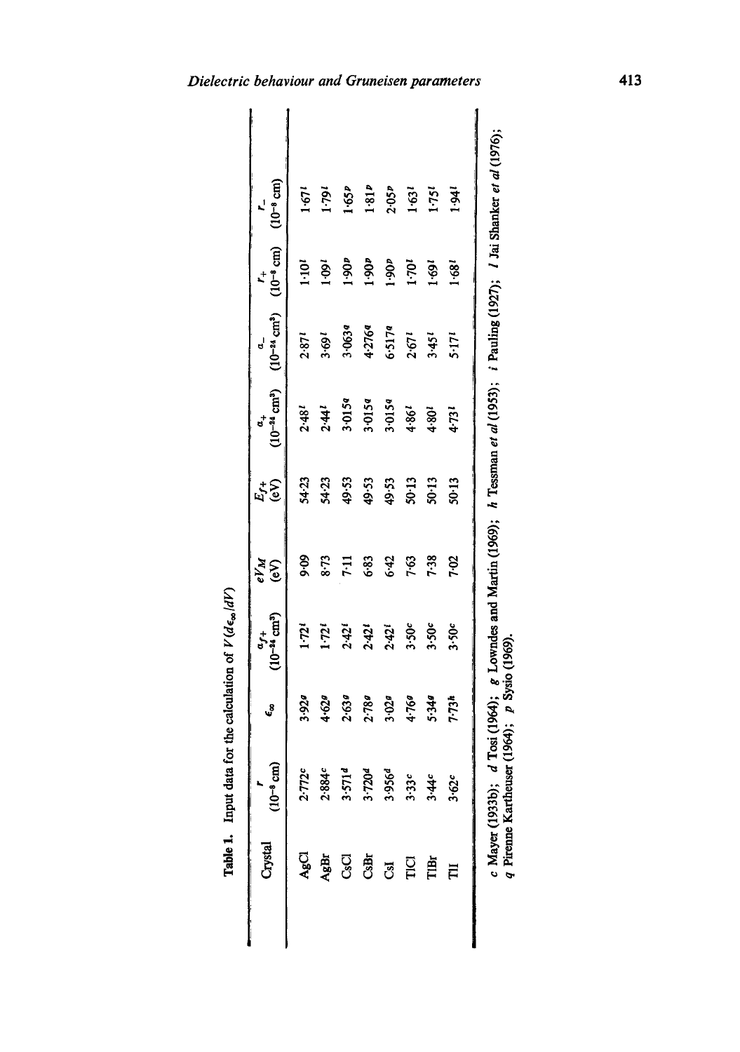**Table 1.** Input data for the calculation of $V(d\epsilon_\infty/dV)$

| Crystal | $r$ ($10^{-8}$ cm) | $\epsilon_\infty$ | $\alpha_{f+}$ ($10^{-24}$ cm$^3$) | $eV_M$ (eV) | $E_{f+}$ (eV) | $\alpha_+$ ($10^{-24}$ cm$^3$) | $\alpha_-$ ($10^{-24}$ cm$^3$) | $r_+$ ($10^{-8}$ cm) | $r_-$ ($10^{-8}$ cm) |
|---|---|---|---|---|---|---|---|---|---|
| AgCl | 2·772[c] | 3·92[g] | 1·72[i] | 9·09 | 54·23 | 2·48[l] | 2·87[l] | 1·10[l] | 1·67[l] |
| AgBr | 2·884[c] | 4·62[g] | 1·72[i] | 8·73 | 54·23 | 2·44[l] | 3·69[l] | 1·09[l] | 1·79[l] |
| CsCl | 3·571[d] | 2·63[g] | 2·42[i] | 7·11 | 49·53 | 3·015[q] | 3·063[q] | 1·90[p] | 1·65[p] |
| CsBr | 3·720[d] | 2·78[g] | 2·42[i] | 6·83 | 49·53 | 3·015[q] | 4·276[q] | 1·90[p] | 1·81[p] |
| CsI | 3·956[d] | 3·02[g] | 2·42[i] | 6·42 | 49·53 | 3·015[q] | 6·517[q] | 1·90[p] | 2·05[p] |
| TlCl | 3·33[c] | 4·76[g] | 3·50[c] | 7·63 | 50·13 | 4·86[l] | 2·67[l] | 1·70[l] | 1·63[l] |
| TlBr | 3·44[c] | 5·34[g] | 3·50[c] | 7·38 | 50·13 | 4·80[l] | 3·45[l] | 1·69[l] | 1·75[l] |
| TlI | 3·62[c] | 7·73[h] | 3·50[c] | 7·02 | 50·13 | 4·73[l] | 5·17[l] | 1·68[l] | 1·94[l] |

*c* Mayer (1933b); *d* Tosi (1964); *g* Lowndes and Martin (1969); *h* Tessman *et al* (1953); *i* Pauling (1927); *l* Jai Shanker *et al* (1976); *q* Pirenne Kartheuser (1964); *p* Sysio (1969).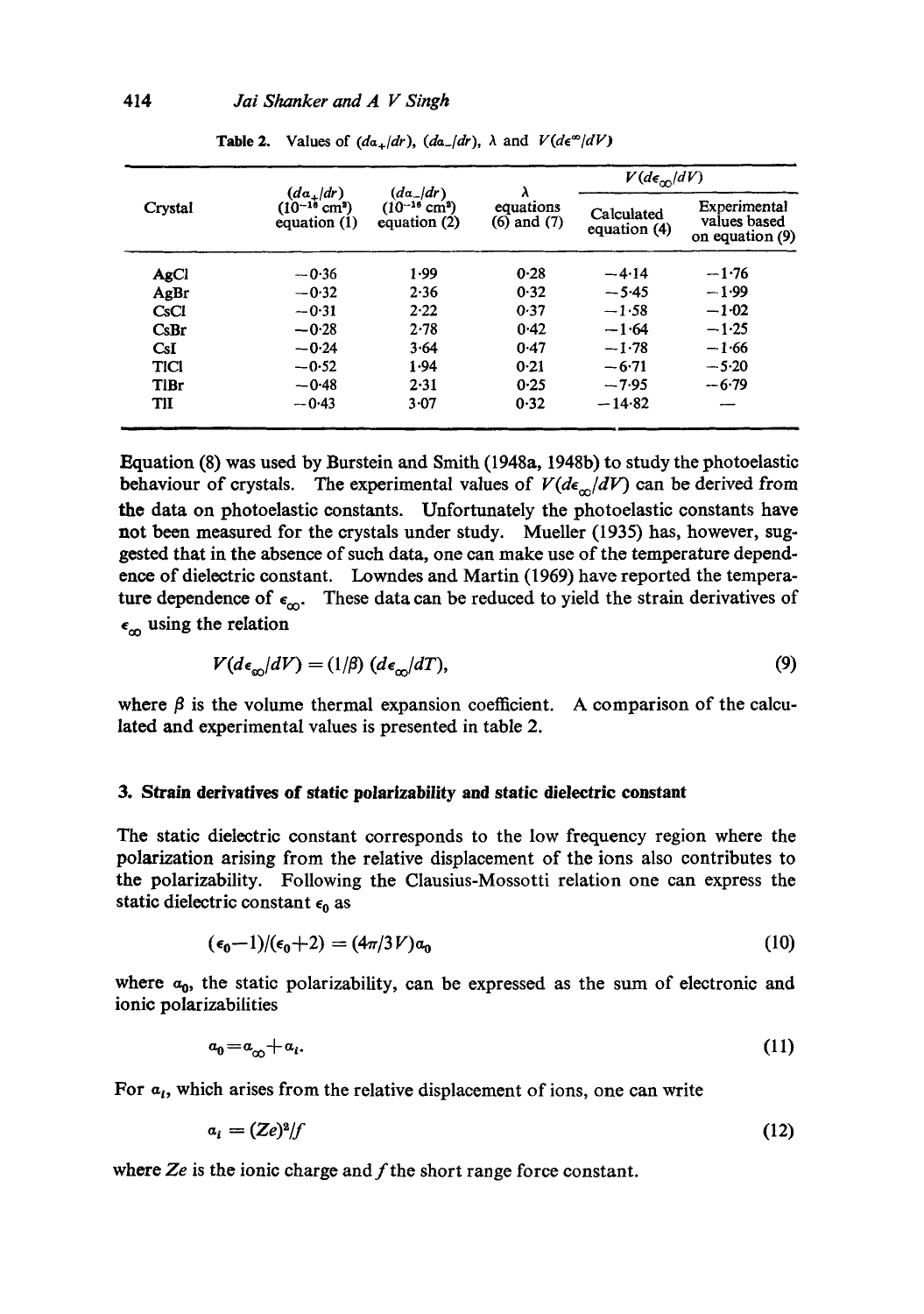**Table 2.** Values of $(d\alpha_+/dr)$, $(d\alpha_-/dr)$, $\lambda$ and $V(d\epsilon^\infty/dV)$

| Crystal | $(d\alpha_+/dr)$ ($10^{-16}$ cm$^2$) equation (1) | $(d\alpha_-/dr)$ ($10^{-16}$ cm$^2$) equation (2) | $\lambda$ equations (6) and (7) | $V(d\epsilon_\infty/dV)$ | |
|---|---|---|---|---|---|
| | | | | Calculated equation (4) | Experimental values based on equation (9) |
| AgCl | −0·36 | 1·99 | 0·28 | −4·14 | −1·76 |
| AgBr | −0·32 | 2·36 | 0·32 | −5·45 | −1·99 |
| CsCl | −0·31 | 2·22 | 0·37 | −1·58 | −1·02 |
| CsBr | −0·28 | 2·78 | 0·42 | −1·64 | −1·25 |
| CsI | −0·24 | 3·64 | 0·47 | −1·78 | −1·66 |
| TlCl | −0·52 | 1·94 | 0·21 | −6·71 | −5·20 |
| TlBr | −0·48 | 2·31 | 0·25 | −7·95 | −6·79 |
| TlI | −0·43 | 3·07 | 0·32 | −14·82 | — |

Equation (8) was used by Burstein and Smith (1948a, 1948b) to study the photoelastic behaviour of crystals. The experimental values of $V(d\epsilon_\infty/dV)$ can be derived from the data on photoelastic constants. Unfortunately the photoelastic constants have not been measured for the crystals under study. Mueller (1935) has, however, suggested that in the absence of such data, one can make use of the temperature dependence of dielectric constant. Lowndes and Martin (1969) have reported the temperature dependence of $\epsilon_\infty$. These data can be reduced to yield the strain derivatives of $\epsilon_\infty$ using the relation

$$V(d\epsilon_\infty/dV) = (1/\beta)\,(d\epsilon_\infty/dT), \tag{9}$$

where $\beta$ is the volume thermal expansion coefficient. A comparison of the calculated and experimental values is presented in table 2.

## 3. Strain derivatives of static polarizability and static dielectric constant

The static dielectric constant corresponds to the low frequency region where the polarization arising from the relative displacement of the ions also contributes to the polarizability. Following the Clausius-Mossotti relation one can express the static dielectric constant $\epsilon_0$ as

$$(\epsilon_0-1)/(\epsilon_0+2) = (4\pi/3V)\alpha_0 \tag{10}$$

where $\alpha_0$, the static polarizability, can be expressed as the sum of electronic and ionic polarizabilities

$$\alpha_0 = \alpha_\infty + \alpha_i. \tag{11}$$

For $\alpha_i$, which arises from the relative displacement of ions, one can write

$$\alpha_i = (Ze)^2/f \tag{12}$$

where $Ze$ is the ionic charge and $f$ the short range force constant.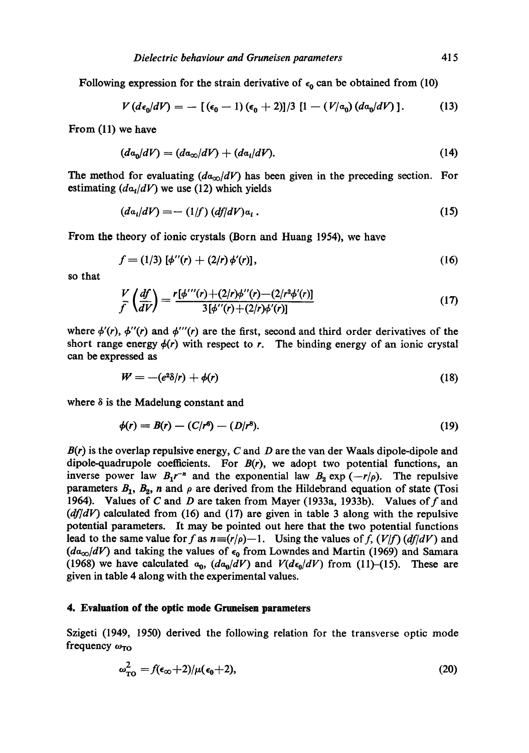Following expression for the strain derivative of $\epsilon_0$ can be obtained from (10)

$$V(d\epsilon_0/dV) = -[(\epsilon_0 - 1)(\epsilon_0 + 2)]/3 \, [1 - (V/\alpha_0)(d\alpha_0/dV)]. \tag{13}$$

From (11) we have

$$(d\alpha_0/dV) = (d\alpha_\infty/dV) + (d\alpha_i/dV). \tag{14}$$

The method for evaluating $(d\alpha_\infty/dV)$ has been given in the preceding section. For estimating $(d\alpha_i/dV)$ we use (12) which yields

$$(d\alpha_i/dV) = -(1/f)(df/dV)\alpha_i. \tag{15}$$

From the theory of ionic crystals (Born and Huang 1954), we have

$$f = (1/3)\,[\phi''(r) + (2/r)\phi'(r)], \tag{16}$$

so that

$$\frac{V}{f}\left(\frac{df}{dV}\right) = \frac{r[\phi'''(r) + (2/r)\phi''(r) - (2/r^2\phi'(r)]}{3[\phi''(r) + (2/r)\phi'(r)]} \tag{17}$$

where $\phi'(r)$, $\phi''(r)$ and $\phi'''(r)$ are the first, second and third order derivatives of the short range energy $\phi(r)$ with respect to $r$. The binding energy of an ionic crystal can be expressed as

$$W = -(e^2\delta/r) + \phi(r) \tag{18}$$

where $\delta$ is the Madelung constant and

$$\phi(r) = B(r) - (C/r^6) - (D/r^8). \tag{19}$$

$B(r)$ is the overlap repulsive energy, $C$ and $D$ are the van der Waals dipole-dipole and dipole-quadrupole coefficients. For $B(r)$, we adopt two potential functions, an inverse power law $B_1 r^{-n}$ and the exponential law $B_2 \exp(-r/\rho)$. The repulsive parameters $B_1$, $B_2$, $n$ and $\rho$ are derived from the Hildebrand equation of state (Tosi 1964). Values of $C$ and $D$ are taken from Mayer (1933a, 1933b). Values of $f$ and $(df/dV)$ calculated from (16) and (17) are given in table 3 along with the repulsive potential parameters. It may be pointed out here that the two potential functions lead to the same value for $f$ as $n \equiv (r/\rho) - 1$. Using the values of $f$, $(V/f)(df/dV)$ and $(d\alpha_\infty/dV)$ and taking the values of $\epsilon_0$ from Lowndes and Martin (1969) and Samara (1968) we have calculated $\alpha_0$, $(d\alpha_0/dV)$ and $V(d\epsilon_0/dV)$ from (11)–(15). These are given in table 4 along with the experimental values.

## 4. Evaluation of the optic mode Gruneisen parameters

Szigeti (1949, 1950) derived the following relation for the transverse optic mode frequency $\omega_{TO}$

$$\omega_{TO}^2 = f(\epsilon_\infty + 2)/\mu(\epsilon_0 + 2), \tag{20}$$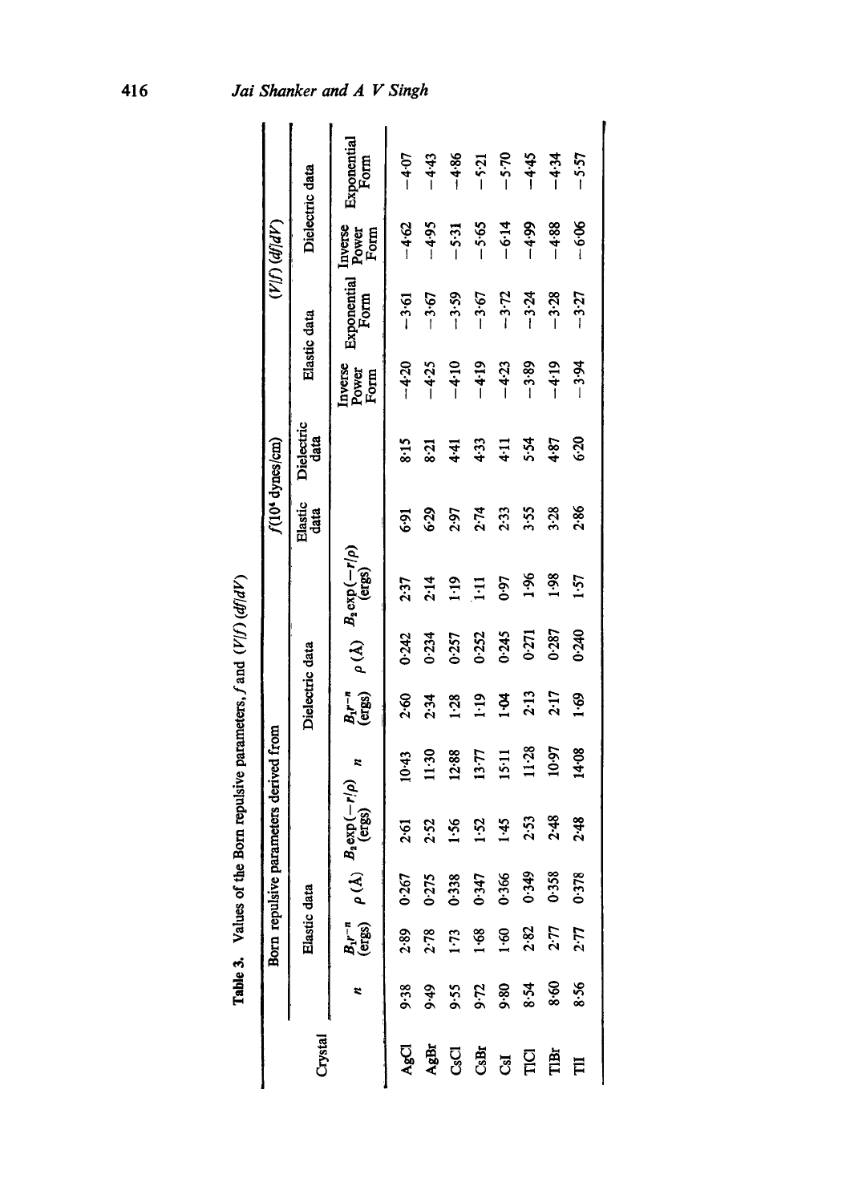Table 3. Values of the Born repulsive parameters, $f$ and $(V/f)(df/dV)$

| Crystal | Born repulsive parameters derived from | | | | | | | | $f$ ($10^4$ dynes/cm) | | $(V/f)(df/dV)$ | | | |
|---|---|---|---|---|---|---|---|---|---|---|---|---|---|---|
| | Elastic data | | | | Dielectric data | | | | Elastic data | Dielectric data | Elastic data | | Dielectric data | |
| | $n$ | $B_1 r^{-n}$ (ergs) | $\rho$ (Å) | $B_2 \exp(-r/\rho)$ (ergs) | $n$ | $B_1 r^{-n}$ (ergs) | $\rho$ (Å) | $B_2 \exp(-r/\rho)$ (ergs) | | | Inverse Power Form | Exponential Form | Inverse Power Form | Exponential Form |
| AgCl | 9·38 | 2·89 | 0·267 | 2·61 | 10·43 | 2·60 | 0·242 | 2·37 | 6·91 | 8·15 | −4·20 | −3·61 | −4·62 | −4·07 |
| AgBr | 9·49 | 2·78 | 0·275 | 2·52 | 11·30 | 2·34 | 0·234 | 2·14 | 6·29 | 8·21 | −4·25 | −3·67 | −4·95 | −4·43 |
| CsCl | 9·55 | 1·73 | 0·338 | 1·56 | 12·88 | 1·28 | 0·257 | 1·19 | 2·97 | 4·41 | −4·10 | −3·59 | −5·31 | −4·86 |
| CsBr | 9·72 | 1·68 | 0·347 | 1·52 | 13·77 | 1·19 | 0·252 | 1·11 | 2·74 | 4·33 | −4·19 | −3·67 | −5·65 | −5·21 |
| CsI | 9·80 | 1·60 | 0·366 | 1·45 | 15·11 | 1·04 | 0·245 | 0·97 | 2·33 | 4·11 | −4·23 | −3·72 | −6·14 | −5·70 |
| TlCl | 8·54 | 2·82 | 0·349 | 2·53 | 11·28 | 2·13 | 0·271 | 1·96 | 3·55 | 5·54 | −3·89 | −3·24 | −4·99 | −4·45 |
| TlBr | 8·60 | 2·77 | 0·358 | 2·48 | 10·97 | 2·17 | 0·287 | 1·98 | 3·28 | 4·87 | −4·19 | −3·28 | −4·88 | −4·34 |
| TlI | 8·56 | 2·77 | 0·378 | 2·48 | 14·08 | 1·69 | 0·240 | 1·57 | 2·86 | 6·20 | −3·94 | −3·27 | −6·06 | −5·57 |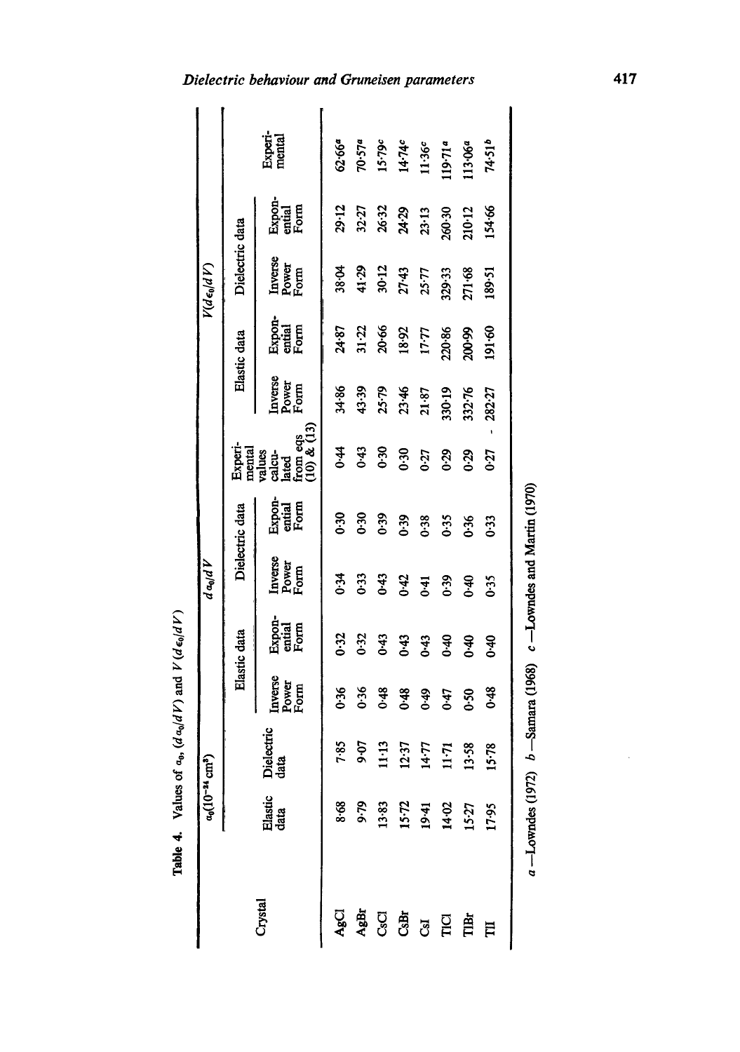**Table 4.** Values of $\alpha_0$, $(d\alpha_0/dV)$ and $V(d\epsilon_0/dV)$

| Crystal | $\alpha_0(10^{-24}\,\text{cm}^3)$ | | $d\alpha_0/dV$ | | | | | $V(d\epsilon_0/dV)$ | | | | |
|---|---|---|---|---|---|---|---|---|---|---|---|---|
| | | | Elastic data | | Dielectric data | | | Elastic data | | Dielectric data | | |
| | Elastic data | Dielectric data | Inverse Power Form | Exponential Form | Inverse Power Form | Exponential Form | Experimental values calculated from eqs (10) & (13) | Inverse Power Form | Exponential Form | Inverse Power Form | Exponential Form | Experimental |
| AgCl | 8·68 | 7·85 | 0·36 | 0·32 | 0·34 | 0·30 | 0·44 | 34·86 | 24·87 | 38·04 | 29·12 | 62·66[a] |
| AgBr | 9·79 | 9·07 | 0·36 | 0·32 | 0·33 | 0·30 | 0·43 | 43·39 | 31·22 | 41·29 | 32·27 | 70·57[a] |
| CsCl | 13·83 | 11·13 | 0·48 | 0·43 | 0·43 | 0·39 | 0·30 | 25·79 | 20·66 | 30·12 | 26·32 | 15·79[c] |
| CsBr | 15·72 | 12·37 | 0·48 | 0·43 | 0·42 | 0·39 | 0·30 | 23·46 | 18·92 | 27·43 | 24·29 | 14·74[c] |
| CsI | 19·41 | 14·77 | 0·49 | 0·43 | 0·41 | 0·38 | 0·27 | 21·87 | 17·77 | 25·77 | 23·13 | 11·36[c] |
| TlCl | 14·02 | 11·71 | 0·47 | 0·40 | 0·39 | 0·35 | 0·29 | 330·19 | 220·86 | 329·33 | 260·30 | 119·71[a] |
| TlBr | 15·27 | 13·58 | 0·50 | 0·40 | 0·40 | 0·36 | 0·29 | 332·76 | 200·99 | 271·68 | 210·12 | 113·06[a] |
| TlI | 17·95 | 15·78 | 0·48 | 0·40 | 0·35 | 0·33 | 0·27 | 282·27 | 191·60 | 189·51 | 154·66 | 74·51[b] |

*a* —Lowndes (1972) *b* —Samara (1968) *c* —Lowndes and Martin (1970)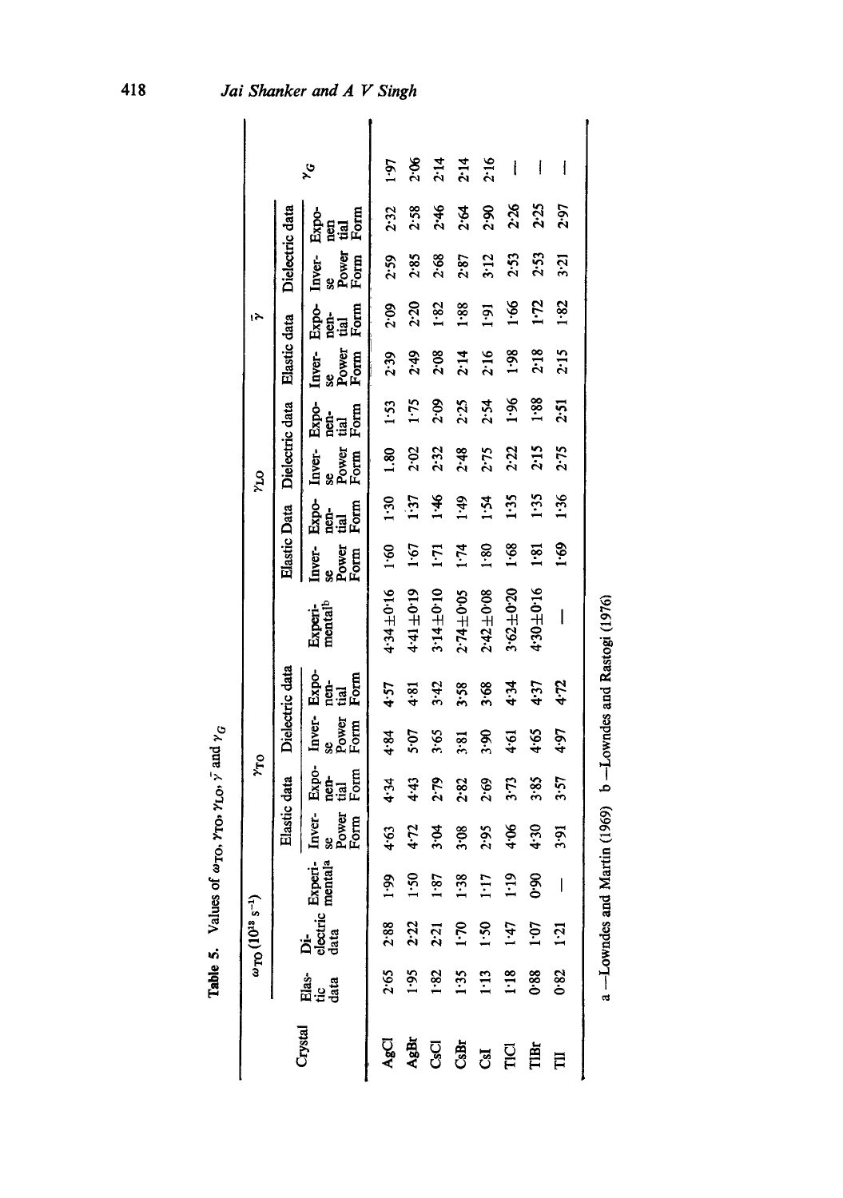**Table 5.** Values of $\omega_{TO}$, $\gamma_{TO}$, $\gamma_{LO}$, $\bar{\gamma}$ and $\gamma_G$

| Crystal | $\omega_{TO}$ ($10^{13}$ s$^{-1}$) | | | $\gamma_{TO}$ | | | | | $\gamma_{LO}$ | | | | $\bar{\gamma}$ | | | | $\gamma_G$ |
|---|---|---|---|---|---|---|---|---|---|---|---|---|---|---|---|---|---|
| | Elastic data | Dielectric data | Experimental[a] | Elastic data | | Dielectric data | | Experimental[b] | Elastic Data | | Dielectric data | | Elastic data | | Dielectric data | | |
| | | | | Inverse Power Form | Exponential Form | Inverse Power Form | Exponential Form | | Inverse Power Form | Exponential Form | Inverse Power Form | Exponential Form | Inverse Power Form | Exponential Form | Inverse Power Form | Exponential Form | |
| AgCl | 2·65 | 2·88 | 1·99 | 4·63 | 4·34 | 4·84 | 4·57 | 4·34±0·16 | 1·60 | 1·30 | 1.80 | 1·53 | 2·39 | 2·09 | 2·59 | 2·32 | 1·97 |
| AgBr | 1·95 | 2·22 | 1·50 | 4·72 | 4·43 | 5·07 | 4·81 | 4·41±0·19 | 1·67 | 1·37 | 2·02 | 1·75 | 2·49 | 2·20 | 2·85 | 2·58 | 2·06 |
| CsCl | 1·82 | 2·21 | 1·87 | 3·04 | 2·79 | 3·65 | 3·42 | 3·14±0·10 | 1·71 | 1·46 | 2·32 | 2·09 | 2·08 | 1·82 | 2·68 | 2·46 | 2·14 |
| CsBr | 1·35 | 1·70 | 1·38 | 3·08 | 2·82 | 3·81 | 3·58 | 2·74±0·05 | 1·74 | 1·49 | 2·48 | 2·25 | 2·14 | 1·88 | 2·87 | 2·64 | 2·14 |
| CsI | 1·13 | 1·50 | 1·17 | 2·95 | 2·69 | 3·90 | 3·68 | 2·42±0·08 | 1·80 | 1·54 | 2·75 | 2·54 | 2·16 | 1·91 | 3·12 | 2·90 | 2·16 |
| TlCl | 1·18 | 1·47 | 1·19 | 4·06 | 3·73 | 4·61 | 4·34 | 3·62±0·20 | 1·68 | 1·35 | 2·22 | 1·96 | 1·98 | 1·66 | 2·53 | 2·26 | — |
| TlBr | 0·88 | 1·07 | 0·90 | 4·30 | 3·85 | 4·65 | 4·37 | 4·30±0·16 | 1·81 | 1·35 | 2·15 | 1·88 | 2·18 | 1·72 | 2·53 | 2·25 | — |
| TlI | 0·82 | 1·21 | — | 3·91 | 3·57 | 4·97 | 4·72 | — | 1·69 | 1·36 | 2·75 | 2·51 | 2·15 | 1·82 | 3·21 | 2·97 | — |

a —Lowndes and Martin (1969) b —Lowndes and Rastogi (1976)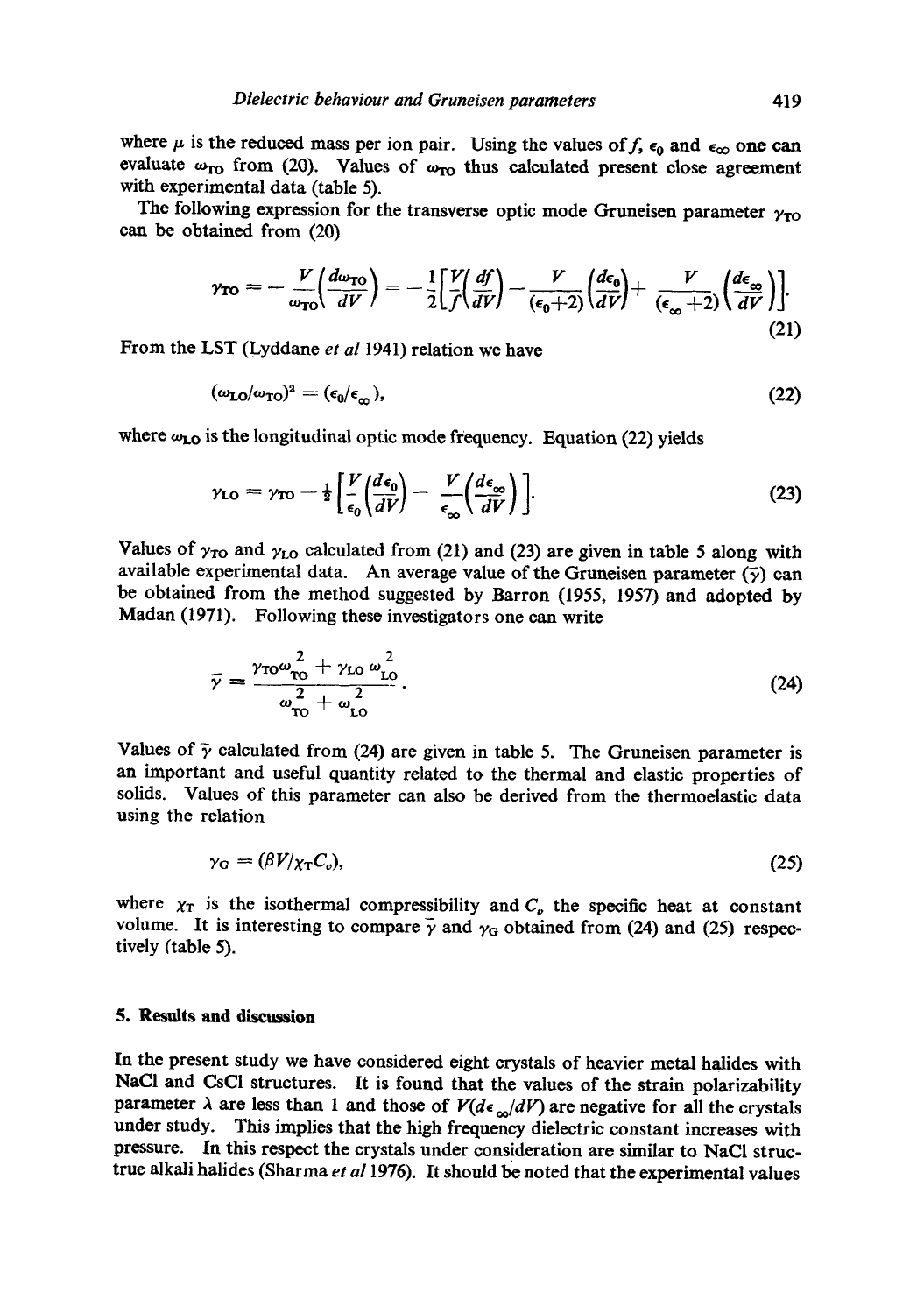where $\mu$ is the reduced mass per ion pair. Using the values of $f$, $\epsilon_0$ and $\epsilon_\infty$ one can evaluate $\omega_{TO}$ from (20). Values of $\omega_{TO}$ thus calculated present close agreement with experimental data (table 5).

The following expression for the transverse optic mode Gruneisen parameter $\gamma_{TO}$ can be obtained from (20)

$$\gamma_{TO} = -\frac{V}{\omega_{TO}}\left(\frac{d\omega_{TO}}{dV}\right) = -\frac{1}{2}\left[\frac{V}{f}\left(\frac{df}{dV}\right) - \frac{V}{(\epsilon_0+2)}\left(\frac{d\epsilon_0}{dV}\right) + \frac{V}{(\epsilon_\infty+2)}\left(\frac{d\epsilon_\infty}{dV}\right)\right]. \tag{21}$$

From the LST (Lyddane *et al* 1941) relation we have

$$(\omega_{LO}/\omega_{TO})^2 = (\epsilon_0/\epsilon_\infty), \tag{22}$$

where $\omega_{LO}$ is the longitudinal optic mode frequency. Equation (22) yields

$$\gamma_{LO} = \gamma_{TO} - \frac{1}{2}\left[\frac{V}{\epsilon_0}\left(\frac{d\epsilon_0}{dV}\right) - \frac{V}{\epsilon_\infty}\left(\frac{d\epsilon_\infty}{dV}\right)\right]. \tag{23}$$

Values of $\gamma_{TO}$ and $\gamma_{LO}$ calculated from (21) and (23) are given in table 5 along with available experimental data. An average value of the Gruneisen parameter ($\bar{\gamma}$) can be obtained from the method suggested by Barron (1955, 1957) and adopted by Madan (1971). Following these investigators one can write

$$\bar{\gamma} = \frac{\gamma_{TO}\,\omega_{TO}^2 + \gamma_{LO}\,\omega_{LO}^2}{\omega_{TO}^2 + \omega_{LO}^2}. \tag{24}$$

Values of $\bar{\gamma}$ calculated from (24) are given in table 5. The Gruneisen parameter is an important and useful quantity related to the thermal and elastic properties of solids. Values of this parameter can also be derived from the thermoelastic data using the relation

$$\gamma_G = (\beta V/\chi_T C_v), \tag{25}$$

where $\chi_T$ is the isothermal compressibility and $C_v$ the specific heat at constant volume. It is interesting to compare $\bar{\gamma}$ and $\gamma_G$ obtained from (24) and (25) respectively (table 5).

## 5. Results and discussion

In the present study we have considered eight crystals of heavier metal halides with NaCl and CsCl structures. It is found that the values of the strain polarizability parameter $\lambda$ are less than 1 and those of $V(d\epsilon_\infty/dV)$ are negative for all the crystals under study. This implies that the high frequency dielectric constant increases with pressure. In this respect the crystals under consideration are similar to NaCl structrue alkali halides (Sharma *et al* 1976). It should be noted that the experimental values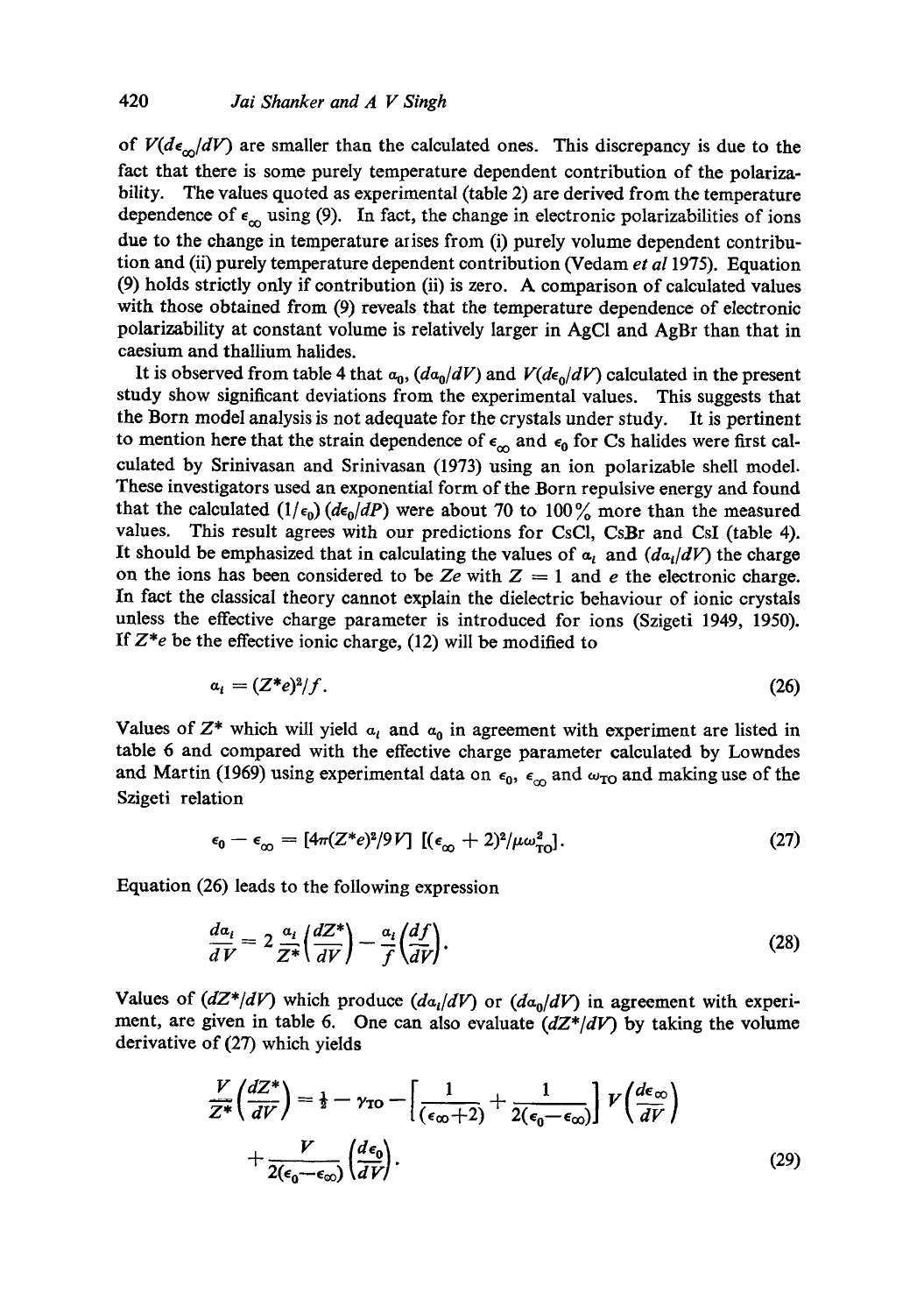of $V(d\epsilon_\infty/dV)$ are smaller than the calculated ones. This discrepancy is due to the fact that there is some purely temperature dependent contribution of the polarizability. The values quoted as experimental (table 2) are derived from the temperature dependence of $\epsilon_\infty$ using (9). In fact, the change in electronic polarizabilities of ions due to the change in temperature arises from (i) purely volume dependent contribution and (ii) purely temperature dependent contribution (Vedam *et al* 1975). Equation (9) holds strictly only if contribution (ii) is zero. A comparison of calculated values with those obtained from (9) reveals that the temperature dependence of electronic polarizability at constant volume is relatively larger in AgCl and AgBr than that in caesium and thallium halides.

It is observed from table 4 that $\alpha_0$, $(d\alpha_0/dV)$ and $V(d\epsilon_0/dV)$ calculated in the present study show significant deviations from the experimental values. This suggests that the Born model analysis is not adequate for the crystals under study. It is pertinent to mention here that the strain dependence of $\epsilon_\infty$ and $\epsilon_0$ for Cs halides were first calculated by Srinivasan and Srinivasan (1973) using an ion polarizable shell model. These investigators used an exponential form of the Born repulsive energy and found that the calculated $(1/\epsilon_0)(d\epsilon_0/dP)$ were about 70 to 100% more than the measured values. This result agrees with our predictions for CsCl, CsBr and CsI (table 4). It should be emphasized that in calculating the values of $\alpha_i$ and $(d\alpha_i/dV)$ the charge on the ions has been considered to be $Ze$ with $Z = 1$ and $e$ the electronic charge. In fact the classical theory cannot explain the dielectric behaviour of ionic crystals unless the effective charge parameter is introduced for ions (Szigeti 1949, 1950). If $Z^*e$ be the effective ionic charge, (12) will be modified to

$$\alpha_i = (Z^*e)^2/f. \tag{26}$$

Values of $Z^*$ which will yield $\alpha_i$ and $\alpha_0$ in agreement with experiment are listed in table 6 and compared with the effective charge parameter calculated by Lowndes and Martin (1969) using experimental data on $\epsilon_0$, $\epsilon_\infty$ and $\omega_{TO}$ and making use of the Szigeti relation

$$\epsilon_0 - \epsilon_\infty = [4\pi(Z^*e)^2/9V]\,[(\epsilon_\infty + 2)^2/\mu\omega_{TO}^2]. \tag{27}$$

Equation (26) leads to the following expression

$$\frac{d\alpha_i}{dV} = 2\frac{\alpha_i}{Z^*}\left(\frac{dZ^*}{dV}\right) - \frac{\alpha_i}{f}\left(\frac{df}{dV}\right). \tag{28}$$

Values of $(dZ^*/dV)$ which produce $(d\alpha_i/dV)$ or $(d\alpha_0/dV)$ in agreement with experiment, are given in table 6. One can also evaluate $(dZ^*/dV)$ by taking the volume derivative of (27) which yields

$$\frac{V}{Z^*}\left(\frac{dZ^*}{dV}\right) = \frac{1}{2} - \gamma_{TO} - \left[\frac{1}{(\epsilon_\infty+2)} + \frac{1}{2(\epsilon_0-\epsilon_\infty)}\right] V\left(\frac{d\epsilon_\infty}{dV}\right) + \frac{V}{2(\epsilon_0-\epsilon_\infty)}\left(\frac{d\epsilon_0}{dV}\right). \tag{29}$$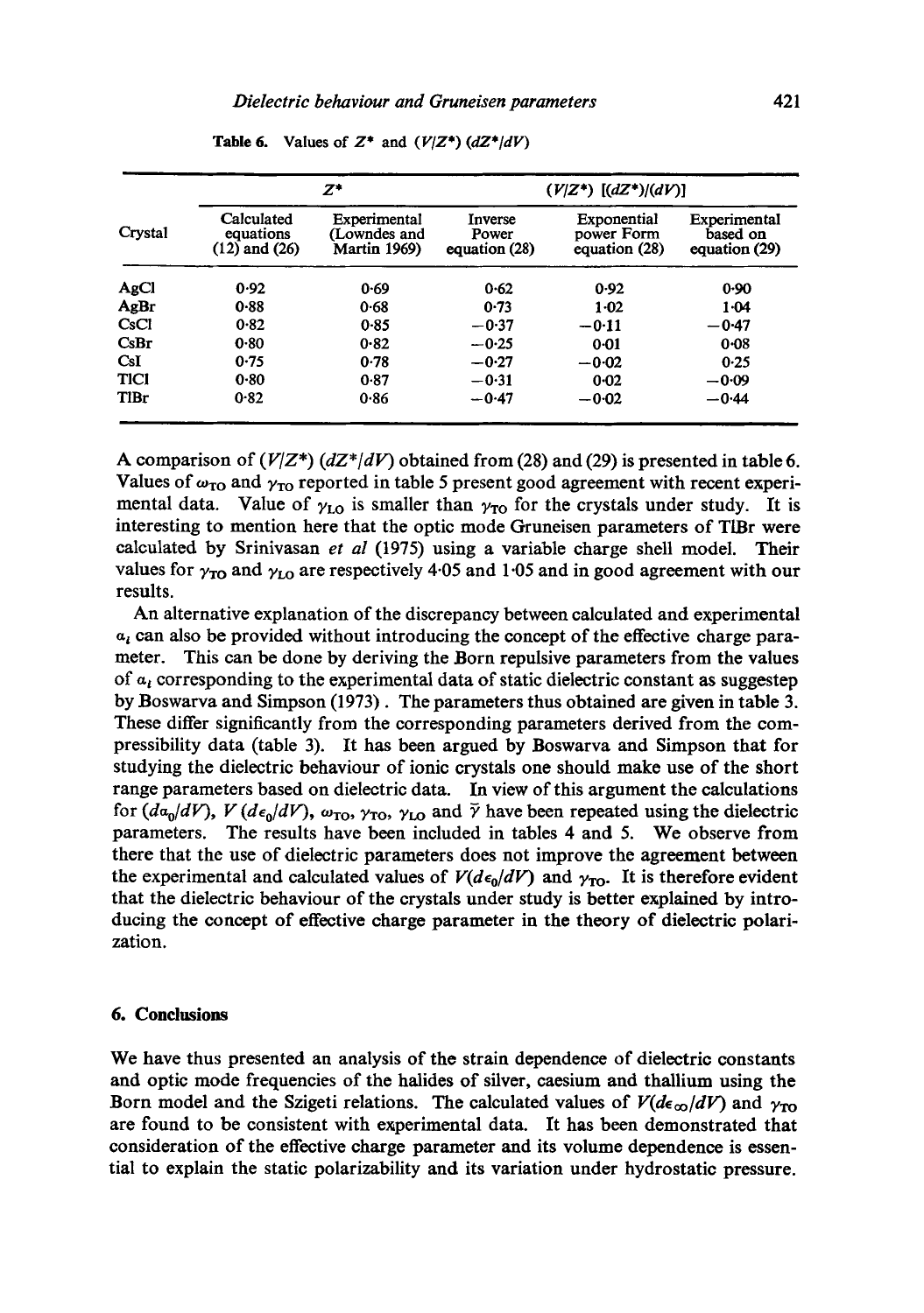**Table 6.** Values of $Z^*$ and $(V/Z^*)$ $(dZ^*/dV)$

| | $Z^*$ | | $(V/Z^*)$ $[(dZ^*)/(dV)]$ | | |
|---|---|---|---|---|---|
| Crystal | Calculated equations (12) and (26) | Experimental (Lowndes and Martin 1969) | Inverse Power equation (28) | Exponential power Form equation (28) | Experimental based on equation (29) |
| AgCl | 0·92 | 0·69 | 0·62 | 0·92 | 0·90 |
| AgBr | 0·88 | 0·68 | 0·73 | 1·02 | 1·04 |
| CsCl | 0·82 | 0·85 | −0·37 | −0·11 | −0·47 |
| CsBr | 0·80 | 0·82 | −0·25 | 0·01 | 0·08 |
| CsI | 0·75 | 0·78 | −0·27 | −0·02 | 0·25 |
| TlCl | 0·80 | 0·87 | −0·31 | 0·02 | −0·09 |
| TlBr | 0·82 | 0·86 | −0·47 | −0·02 | −0·44 |

A comparison of $(V/Z^*)$ $(dZ^*/dV)$ obtained from (28) and (29) is presented in table 6. Values of $\omega_{TO}$ and $\gamma_{TO}$ reported in table 5 present good agreement with recent experimental data. Value of $\gamma_{LO}$ is smaller than $\gamma_{TO}$ for the crystals under study. It is interesting to mention here that the optic mode Gruneisen parameters of TlBr were calculated by Srinivasan *et al* (1975) using a variable charge shell model. Their values for $\gamma_{TO}$ and $\gamma_{LO}$ are respectively 4·05 and 1·05 and in good agreement with our results.

An alternative explanation of the discrepancy between calculated and experimental $\alpha_i$ can also be provided without introducing the concept of the effective charge parameter. This can be done by deriving the Born repulsive parameters from the values of $\alpha_i$ corresponding to the experimental data of static dielectric constant as suggestep by Boswarva and Simpson (1973). The parameters thus obtained are given in table 3. These differ significantly from the corresponding parameters derived from the compressibility data (table 3). It has been argued by Boswarva and Simpson that for studying the dielectric behaviour of ionic crystals one should make use of the short range parameters based on dielectric data. In view of this argument the calculations for $(d\alpha_0/dV)$, $V$ $(d\epsilon_0/dV)$, $\omega_{TO}$, $\gamma_{TO}$, $\gamma_{LO}$ and $\bar{\gamma}$ have been repeated using the dielectric parameters. The results have been included in tables 4 and 5. We observe from there that the use of dielectric parameters does not improve the agreement between the experimental and calculated values of $V(d\epsilon_0/dV)$ and $\gamma_{TO}$. It is therefore evident that the dielectric behaviour of the crystals under study is better explained by introducing the concept of effective charge parameter in the theory of dielectric polarization.

## 6. Conclusions

We have thus presented an analysis of the strain dependence of dielectric constants and optic mode frequencies of the halides of silver, caesium and thallium using the Born model and the Szigeti relations. The calculated values of $V(d\epsilon_\infty/dV)$ and $\gamma_{TO}$ are found to be consistent with experimental data. It has been demonstrated that consideration of the effective charge parameter and its volume dependence is essential to explain the static polarizability and its variation under hydrostatic pressure.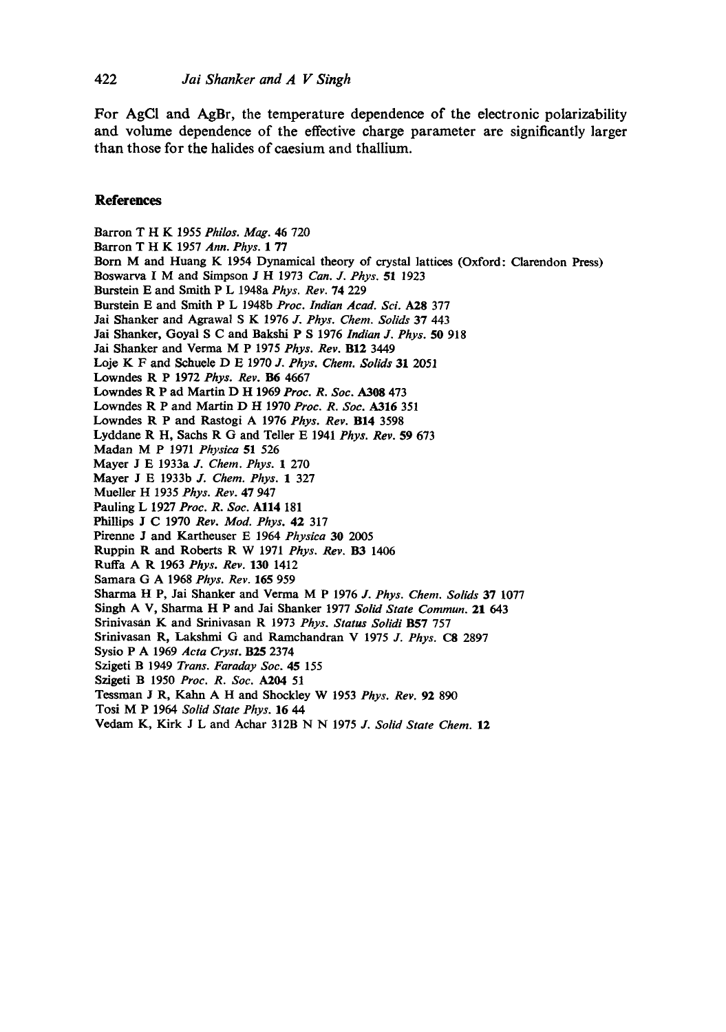For AgCl and AgBr, the temperature dependence of the electronic polarizability and volume dependence of the effective charge parameter are significantly larger than those for the halides of caesium and thallium.

## References

Barron T H K 1955 *Philos. Mag.* **46** 720
Barron T H K 1957 *Ann. Phys.* **1** 77
Born M and Huang K 1954 Dynamical theory of crystal lattices (Oxford: Clarendon Press)
Boswarva I M and Simpson J H 1973 *Can. J. Phys.* **51** 1923
Burstein E and Smith P L 1948a *Phys. Rev.* **74** 229
Burstein E and Smith P L 1948b *Proc. Indian Acad. Sci.* **A28** 377
Jai Shanker and Agrawal S K 1976 *J. Phys. Chem. Solids* **37** 443
Jai Shanker, Goyal S C and Bakshi P S 1976 *Indian J. Phys.* **50** 918
Jai Shanker and Verma M P 1975 *Phys. Rev.* **B12** 3449
Loje K F and Schuele D E 1970 *J. Phys. Chem. Solids* **31** 2051
Lowndes R P 1972 *Phys. Rev.* **B6** 4667
Lowndes R P ad Martin D H 1969 *Proc. R. Soc.* **A308** 473
Lowndes R P and Martin D H 1970 *Proc. R. Soc.* **A316** 351
Lowndes R P and Rastogi A 1976 *Phys. Rev.* **B14** 3598
Lyddane R H, Sachs R G and Teller E 1941 *Phys. Rev.* **59** 673
Madan M P 1971 *Physica* **51** 526
Mayer J E 1933a *J. Chem. Phys.* **1** 270
Mayer J E 1933b *J. Chem. Phys.* **1** 327
Mueller H 1935 *Phys. Rev.* **47** 947
Pauling L 1927 *Proc. R. Soc.* **A114** 181
Phillips J C 1970 *Rev. Mod. Phys.* **42** 317
Pirenne J and Kartheuser E 1964 *Physica* **30** 2005
Ruppin R and Roberts R W 1971 *Phys. Rev.* **B3** 1406
Ruffa A R 1963 *Phys. Rev.* **130** 1412
Samara G A 1968 *Phys. Rev.* **165** 959
Sharma H P, Jai Shanker and Verma M P 1976 *J. Phys. Chem. Solids* **37** 1077
Singh A V, Sharma H P and Jai Shanker 1977 *Solid State Commun.* **21** 643
Srinivasan K and Srinivasan R 1973 *Phys. Status Solidi* **B57** 757
Srinivasan R, Lakshmi G and Ramchandran V 1975 *J. Phys.* **C8** 2897
Sysio P A 1969 *Acta Cryst.* **B25** 2374
Szigeti B 1949 *Trans. Faraday Soc.* **45** 155
Szigeti B 1950 *Proc. R. Soc.* **A204** 51
Tessman J R, Kahn A H and Shockley W 1953 *Phys. Rev.* **92** 890
Tosi M P 1964 *Solid State Phys.* **16** 44
Vedam K, Kirk J L and Achar 312B N N 1975 *J. Solid State Chem.* **12**